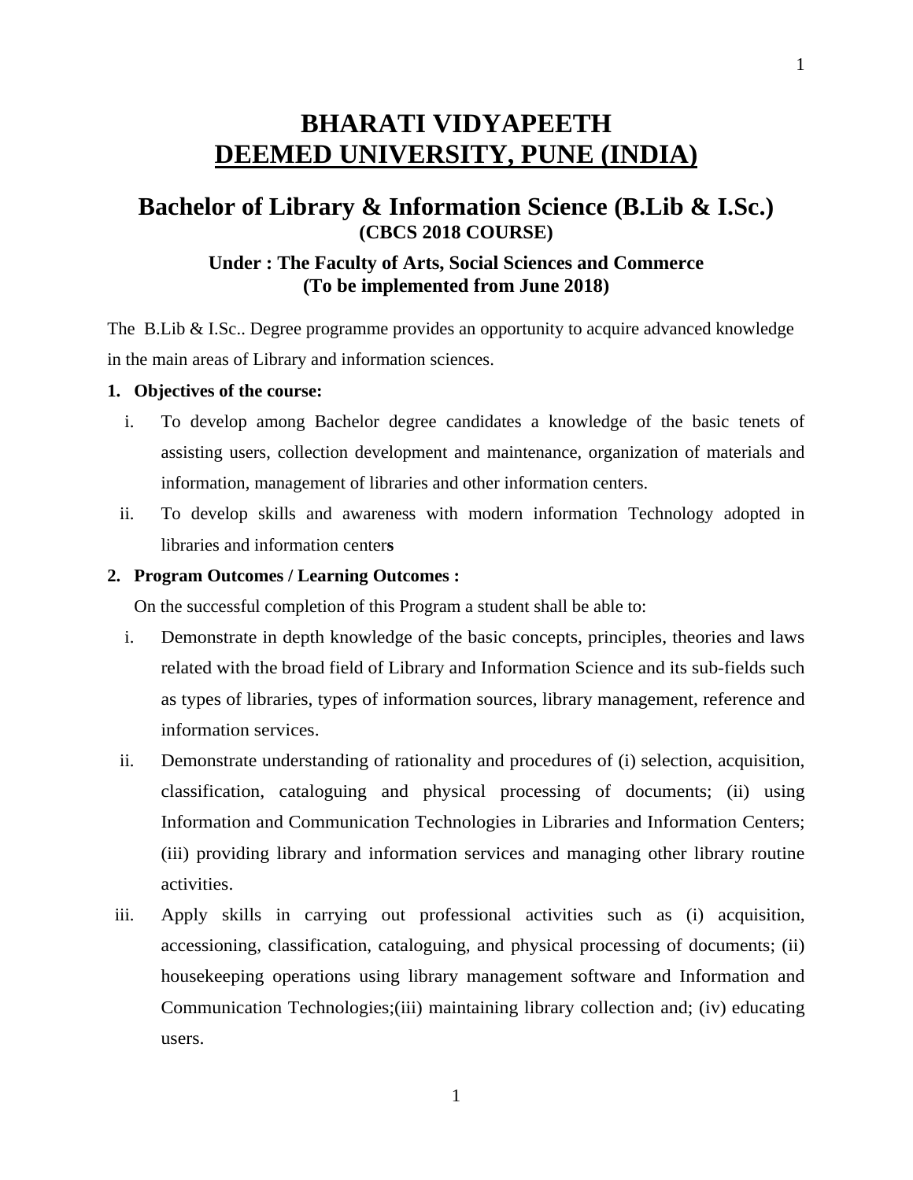# BHARATI VIDYAPEETH
# DEEMED UNIVERSITY, PUNE (INDIA)

## Bachelor of Library & Information Science (B.Lib & I.Sc.)
**(CBCS 2018 COURSE)**

**Under : The Faculty of Arts, Social Sciences and Commerce**
**(To be implemented from June 2018)**

The B.Lib & I.Sc.. Degree programme provides an opportunity to acquire advanced knowledge in the main areas of Library and information sciences.

**1. Objectives of the course:**

i. To develop among Bachelor degree candidates a knowledge of the basic tenets of assisting users, collection development and maintenance, organization of materials and information, management of libraries and other information centers.

ii. To develop skills and awareness with modern information Technology adopted in libraries and information centers

**2. Program Outcomes / Learning Outcomes :**

On the successful completion of this Program a student shall be able to:

i. Demonstrate in depth knowledge of the basic concepts, principles, theories and laws related with the broad field of Library and Information Science and its sub-fields such as types of libraries, types of information sources, library management, reference and information services.

ii. Demonstrate understanding of rationality and procedures of (i) selection, acquisition, classification, cataloguing and physical processing of documents; (ii) using Information and Communication Technologies in Libraries and Information Centers; (iii) providing library and information services and managing other library routine activities.

iii. Apply skills in carrying out professional activities such as (i) acquisition, accessioning, classification, cataloguing, and physical processing of documents; (ii) housekeeping operations using library management software and Information and Communication Technologies;(iii) maintaining library collection and; (iv) educating users.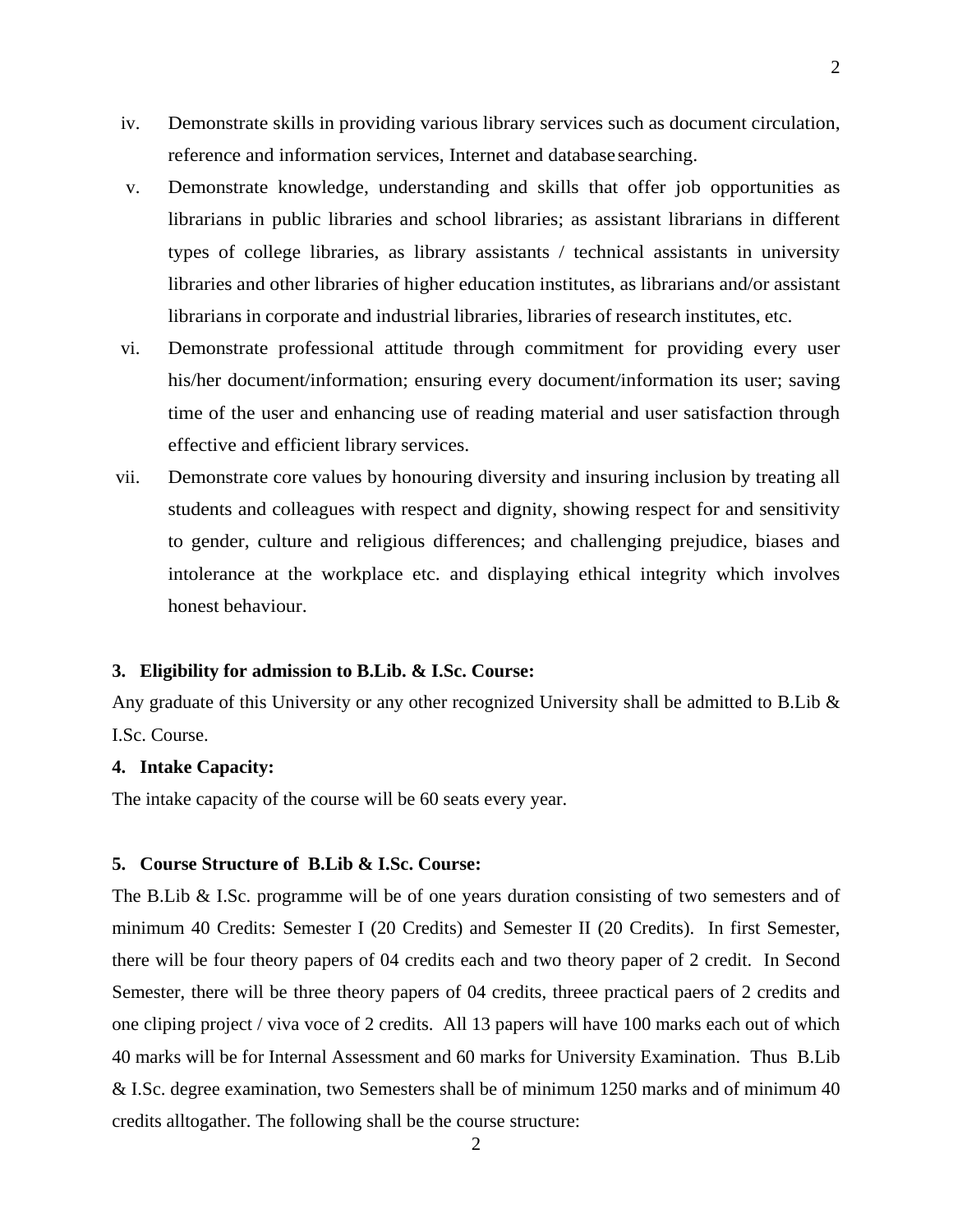iv. Demonstrate skills in providing various library services such as document circulation, reference and information services, Internet and database searching.

v. Demonstrate knowledge, understanding and skills that offer job opportunities as librarians in public libraries and school libraries; as assistant librarians in different types of college libraries, as library assistants / technical assistants in university libraries and other libraries of higher education institutes, as librarians and/or assistant librarians in corporate and industrial libraries, libraries of research institutes, etc.

vi. Demonstrate professional attitude through commitment for providing every user his/her document/information; ensuring every document/information its user; saving time of the user and enhancing use of reading material and user satisfaction through effective and efficient library services.

vii. Demonstrate core values by honouring diversity and insuring inclusion by treating all students and colleagues with respect and dignity, showing respect for and sensitivity to gender, culture and religious differences; and challenging prejudice, biases and intolerance at the workplace etc. and displaying ethical integrity which involves honest behaviour.

**3. Eligibility for admission to B.Lib. & I.Sc. Course:**

Any graduate of this University or any other recognized University shall be admitted to B.Lib & I.Sc. Course.

**4. Intake Capacity:**

The intake capacity of the course will be 60 seats every year.

**5. Course Structure of B.Lib & I.Sc. Course:**

The B.Lib & I.Sc. programme will be of one years duration consisting of two semesters and of minimum 40 Credits: Semester I (20 Credits) and Semester II (20 Credits). In first Semester, there will be four theory papers of 04 credits each and two theory paper of 2 credit. In Second Semester, there will be three theory papers of 04 credits, threee practical paers of 2 credits and one cliping project / viva voce of 2 credits. All 13 papers will have 100 marks each out of which 40 marks will be for Internal Assessment and 60 marks for University Examination. Thus B.Lib & I.Sc. degree examination, two Semesters shall be of minimum 1250 marks and of minimum 40 credits alltogather. The following shall be the course structure: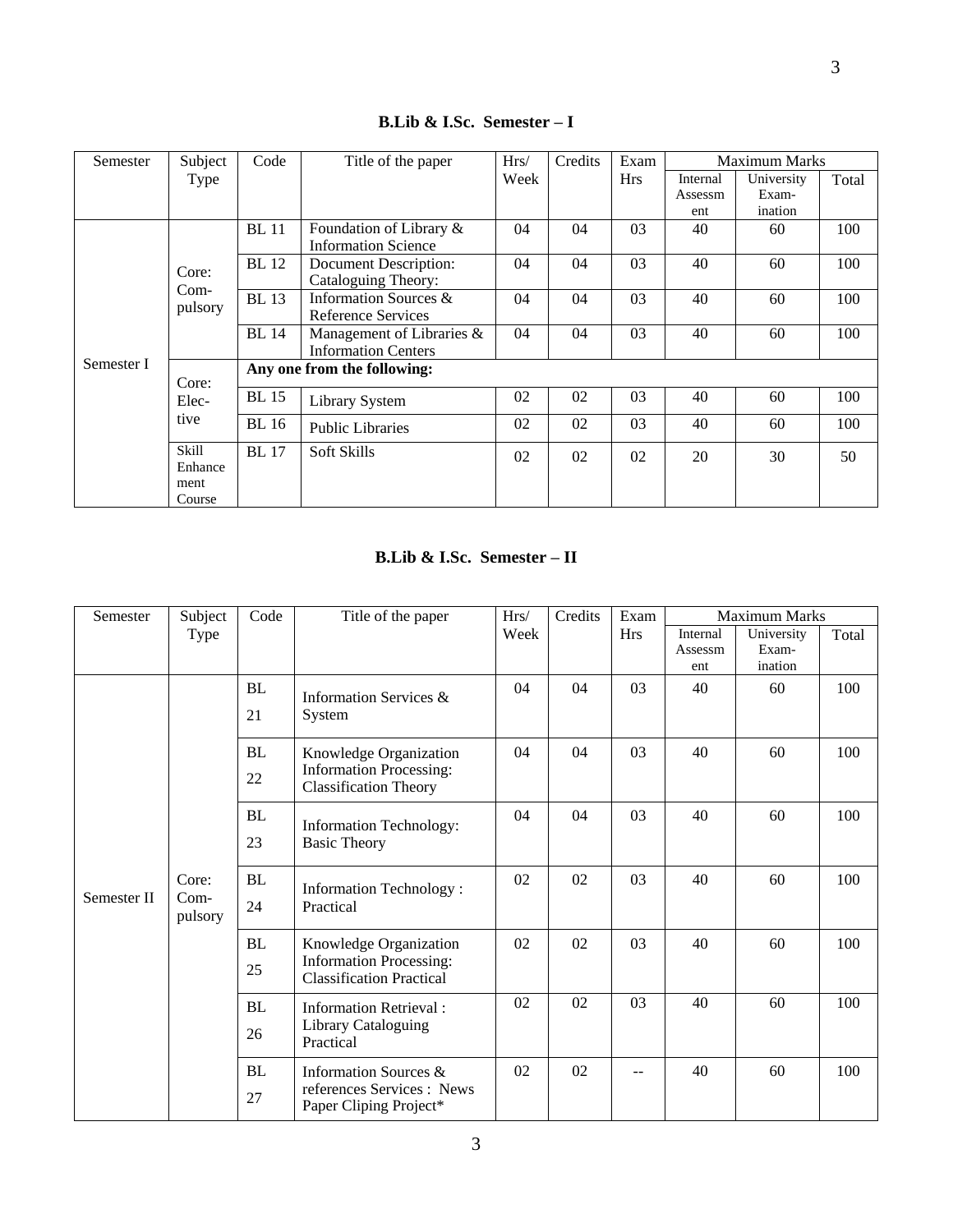## B.Lib & I.Sc. Semester – I

| Semester | Subject Type | Code | Title of the paper | Hrs/ Week | Credits | Exam Hrs | Maximum Marks | | |
|---|---|---|---|---|---|---|---|---|---|
| | | | | | | | Internal Assessment | University Examination | Total |
| Semester I | Core: Compulsory | BL 11 | Foundation of Library & Information Science | 04 | 04 | 03 | 40 | 60 | 100 |
| | | BL 12 | Document Description: Cataloguing Theory: | 04 | 04 | 03 | 40 | 60 | 100 |
| | | BL 13 | Information Sources & Reference Services | 04 | 04 | 03 | 40 | 60 | 100 |
| | | BL 14 | Management of Libraries & Information Centers | 04 | 04 | 03 | 40 | 60 | 100 |
| | Core: Elective | **Any one from the following:** | | | | | | | |
| | | BL 15 | Library System | 02 | 02 | 03 | 40 | 60 | 100 |
| | | BL 16 | Public Libraries | 02 | 02 | 03 | 40 | 60 | 100 |
| | Skill Enhancement Course | BL 17 | Soft Skills | 02 | 02 | 02 | 20 | 30 | 50 |

## B.Lib & I.Sc. Semester – II

| Semester | Subject Type | Code | Title of the paper | Hrs/ Week | Credits | Exam Hrs | Maximum Marks | | |
|---|---|---|---|---|---|---|---|---|---|
| | | | | | | | Internal Assessment | University Examination | Total |
| Semester II | Core: Compulsory | BL 21 | Information Services & System | 04 | 04 | 03 | 40 | 60 | 100 |
| | | BL 22 | Knowledge Organization Information Processing: Classification Theory | 04 | 04 | 03 | 40 | 60 | 100 |
| | | BL 23 | Information Technology: Basic Theory | 04 | 04 | 03 | 40 | 60 | 100 |
| | | BL 24 | Information Technology : Practical | 02 | 02 | 03 | 40 | 60 | 100 |
| | | BL 25 | Knowledge Organization Information Processing: Classification Practical | 02 | 02 | 03 | 40 | 60 | 100 |
| | | BL 26 | Information Retrieval : Library Cataloguing Practical | 02 | 02 | 03 | 40 | 60 | 100 |
| | | BL 27 | Information Sources & references Services : News Paper Cliping Project* | 02 | 02 | -- | 40 | 60 | 100 |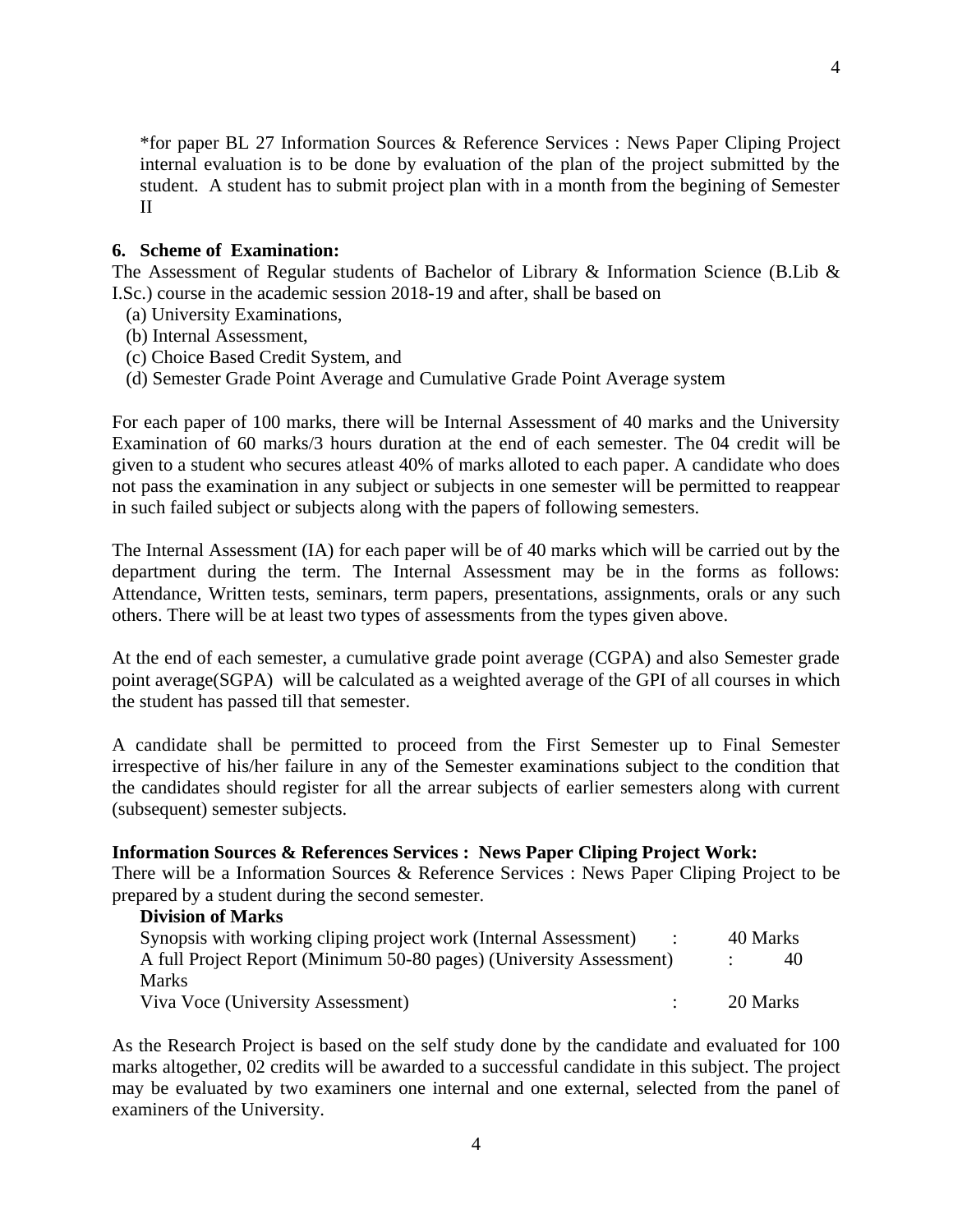*for paper BL 27 Information Sources & Reference Services : News Paper Cliping Project internal evaluation is to be done by evaluation of the plan of the project submitted by the student. A student has to submit project plan with in a month from the begining of Semester II

## 6. Scheme of Examination:

The Assessment of Regular students of Bachelor of Library & Information Science (B.Lib & I.Sc.) course in the academic session 2018-19 and after, shall be based on

(a) University Examinations,
(b) Internal Assessment,
(c) Choice Based Credit System, and
(d) Semester Grade Point Average and Cumulative Grade Point Average system

For each paper of 100 marks, there will be Internal Assessment of 40 marks and the University Examination of 60 marks/3 hours duration at the end of each semester. The 04 credit will be given to a student who secures atleast 40% of marks alloted to each paper. A candidate who does not pass the examination in any subject or subjects in one semester will be permitted to reappear in such failed subject or subjects along with the papers of following semesters.

The Internal Assessment (IA) for each paper will be of 40 marks which will be carried out by the department during the term. The Internal Assessment may be in the forms as follows: Attendance, Written tests, seminars, term papers, presentations, assignments, orals or any such others. There will be at least two types of assessments from the types given above.

At the end of each semester, a cumulative grade point average (CGPA) and also Semester grade point average(SGPA) will be calculated as a weighted average of the GPI of all courses in which the student has passed till that semester.

A candidate shall be permitted to proceed from the First Semester up to Final Semester irrespective of his/her failure in any of the Semester examinations subject to the condition that the candidates should register for all the arrear subjects of earlier semesters along with current (subsequent) semester subjects.

**Information Sources & References Services : News Paper Cliping Project Work:**

There will be a Information Sources & Reference Services : News Paper Cliping Project to be prepared by a student during the second semester.

**Division of Marks**

| | | |
|---|---|---|
| Synopsis with working cliping project work (Internal Assessment) | : | 40 Marks |
| A full Project Report (Minimum 50-80 pages) (University Assessment) | : | 40 Marks |
| Viva Voce (University Assessment) | : | 20 Marks |

As the Research Project is based on the self study done by the candidate and evaluated for 100 marks altogether, 02 credits will be awarded to a successful candidate in this subject. The project may be evaluated by two examiners one internal and one external, selected from the panel of examiners of the University.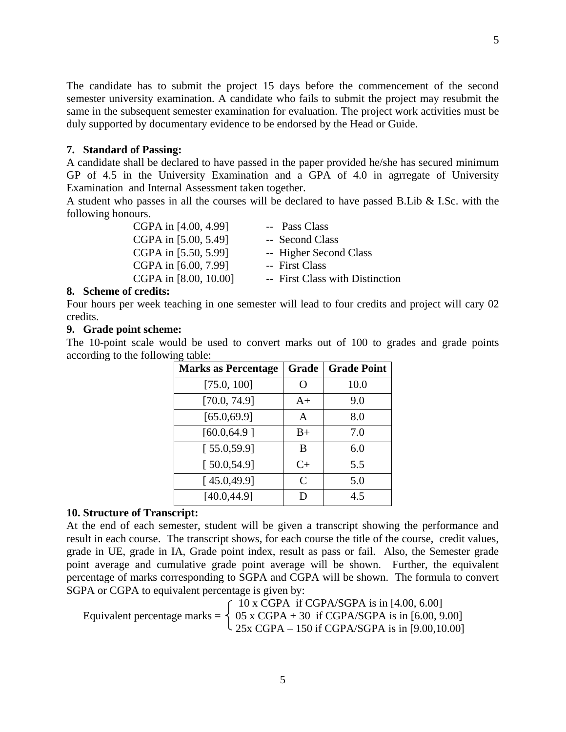The candidate has to submit the project 15 days before the commencement of the second semester university examination. A candidate who fails to submit the project may resubmit the same in the subsequent semester examination for evaluation. The project work activities must be duly supported by documentary evidence to be endorsed by the Head or Guide.

**7. Standard of Passing:**

A candidate shall be declared to have passed in the paper provided he/she has secured minimum GP of 4.5 in the University Examination and a GPA of 4.0 in agrregate of University Examination and Internal Assessment taken together.

A student who passes in all the courses will be declared to have passed B.Lib & I.Sc. with the following honours.

| | |
|---|---|
| CGPA in [4.00, 4.99] | -- Pass Class |
| CGPA in [5.00, 5.49] | -- Second Class |
| CGPA in [5.50, 5.99] | -- Higher Second Class |
| CGPA in [6.00, 7.99] | -- First Class |
| CGPA in [8.00, 10.00] | -- First Class with Distinction |

**8. Scheme of credits:**

Four hours per week teaching in one semester will lead to four credits and project will cary 02 credits.

**9. Grade point scheme:**

The 10-point scale would be used to convert marks out of 100 to grades and grade points according to the following table:

| Marks as Percentage | Grade | Grade Point |
|---|---|---|
| [75.0, 100] | O | 10.0 |
| [70.0, 74.9] | A+ | 9.0 |
| [65.0,69.9] | A | 8.0 |
| [60.0,64.9 ] | B+ | 7.0 |
| [ 55.0,59.9] | B | 6.0 |
| [ 50.0,54.9] | C+ | 5.5 |
| [ 45.0,49.9] | C | 5.0 |
| [40.0,44.9] | D | 4.5 |

**10. Structure of Transcript:**

At the end of each semester, student will be given a transcript showing the performance and result in each course. The transcript shows, for each course the title of the course, credit values, grade in UE, grade in IA, Grade point index, result as pass or fail. Also, the Semester grade point average and cumulative grade point average will be shown. Further, the equivalent percentage of marks corresponding to SGPA and CGPA will be shown. The formula to convert SGPA or CGPA to equivalent percentage is given by:

$$\text{Equivalent percentage marks} = \begin{cases} 10 \times \text{CGPA} & \text{if CGPA/SGPA is in } [4.00, 6.00] \\ 05 \times \text{CGPA} + 30 & \text{if CGPA/SGPA is in } [6.00, 9.00] \\ 25 \times \text{CGPA} - 150 & \text{if CGPA/SGPA is in } [9.00, 10.00] \end{cases}$$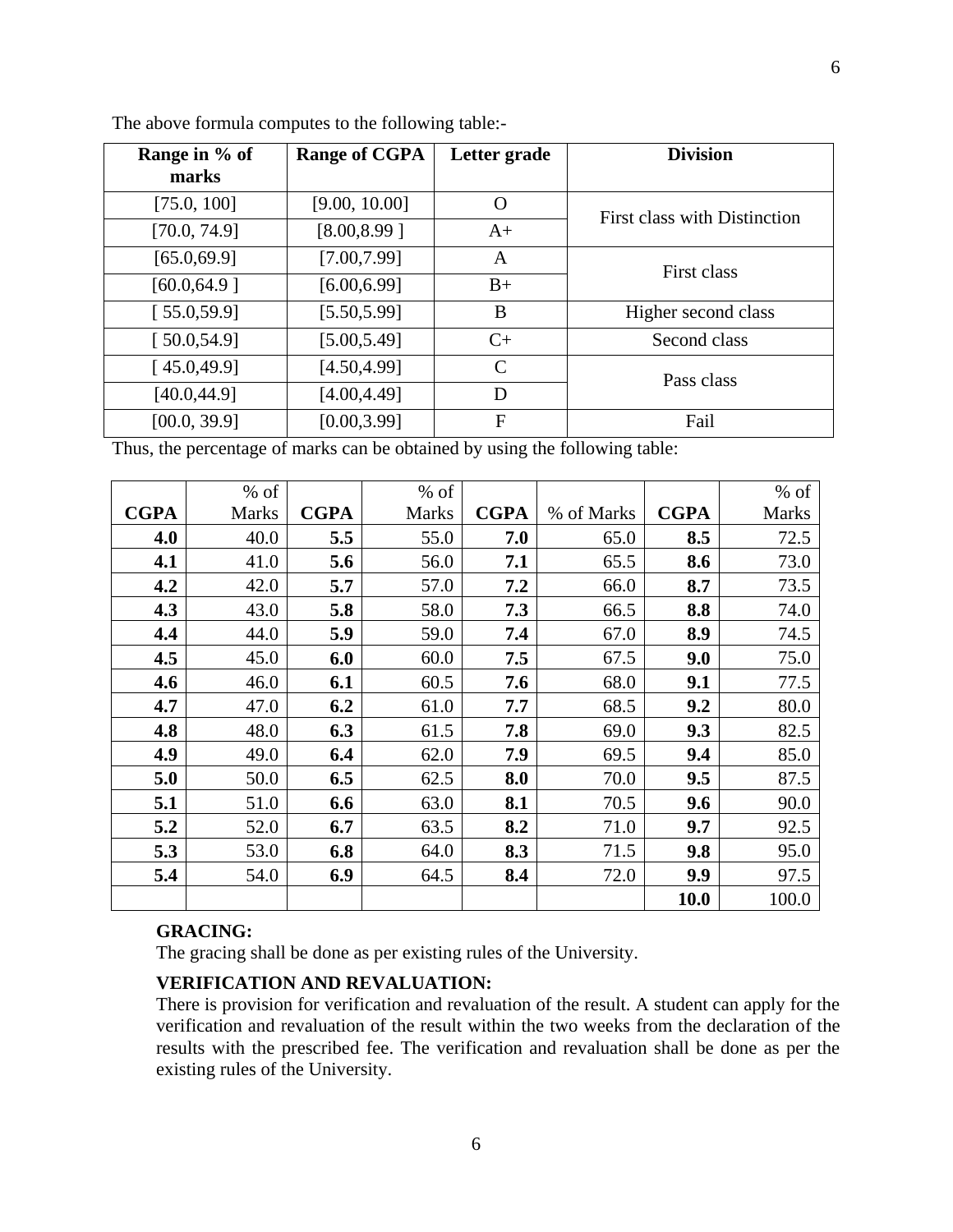The above formula computes to the following table:-

| Range in % of marks | Range of CGPA | Letter grade | Division |
|---|---|---|---|
| [75.0, 100] | [9.00, 10.00] | O | First class with Distinction |
| [70.0, 74.9] | [8.00,8.99 ] | A+ | |
| [65.0,69.9] | [7.00,7.99] | A | First class |
| [60.0,64.9 ] | [6.00,6.99] | B+ | |
| [ 55.0,59.9] | [5.50,5.99] | B | Higher second class |
| [ 50.0,54.9] | [5.00,5.49] | C+ | Second class |
| [ 45.0,49.9] | [4.50,4.99] | C | Pass class |
| [40.0,44.9] | [4.00,4.49] | D | |
| [00.0, 39.9] | [0.00,3.99] | F | Fail |

Thus, the percentage of marks can be obtained by using the following table:

| CGPA | % of Marks | CGPA | % of Marks | CGPA | % of Marks | CGPA | % of Marks |
|---|---|---|---|---|---|---|---|
| **4.0** | 40.0 | **5.5** | 55.0 | **7.0** | 65.0 | **8.5** | 72.5 |
| **4.1** | 41.0 | **5.6** | 56.0 | **7.1** | 65.5 | **8.6** | 73.0 |
| **4.2** | 42.0 | **5.7** | 57.0 | **7.2** | 66.0 | **8.7** | 73.5 |
| **4.3** | 43.0 | **5.8** | 58.0 | **7.3** | 66.5 | **8.8** | 74.0 |
| **4.4** | 44.0 | **5.9** | 59.0 | **7.4** | 67.0 | **8.9** | 74.5 |
| **4.5** | 45.0 | **6.0** | 60.0 | **7.5** | 67.5 | **9.0** | 75.0 |
| **4.6** | 46.0 | **6.1** | 60.5 | **7.6** | 68.0 | **9.1** | 77.5 |
| **4.7** | 47.0 | **6.2** | 61.0 | **7.7** | 68.5 | **9.2** | 80.0 |
| **4.8** | 48.0 | **6.3** | 61.5 | **7.8** | 69.0 | **9.3** | 82.5 |
| **4.9** | 49.0 | **6.4** | 62.0 | **7.9** | 69.5 | **9.4** | 85.0 |
| **5.0** | 50.0 | **6.5** | 62.5 | **8.0** | 70.0 | **9.5** | 87.5 |
| **5.1** | 51.0 | **6.6** | 63.0 | **8.1** | 70.5 | **9.6** | 90.0 |
| **5.2** | 52.0 | **6.7** | 63.5 | **8.2** | 71.0 | **9.7** | 92.5 |
| **5.3** | 53.0 | **6.8** | 64.0 | **8.3** | 71.5 | **9.8** | 95.0 |
| **5.4** | 54.0 | **6.9** | 64.5 | **8.4** | 72.0 | **9.9** | 97.5 |
| | | | | | | **10.0** | 100.0 |

**GRACING:**

The gracing shall be done as per existing rules of the University.

**VERIFICATION AND REVALUATION:**

There is provision for verification and revaluation of the result. A student can apply for the verification and revaluation of the result within the two weeks from the declaration of the results with the prescribed fee. The verification and revaluation shall be done as per the existing rules of the University.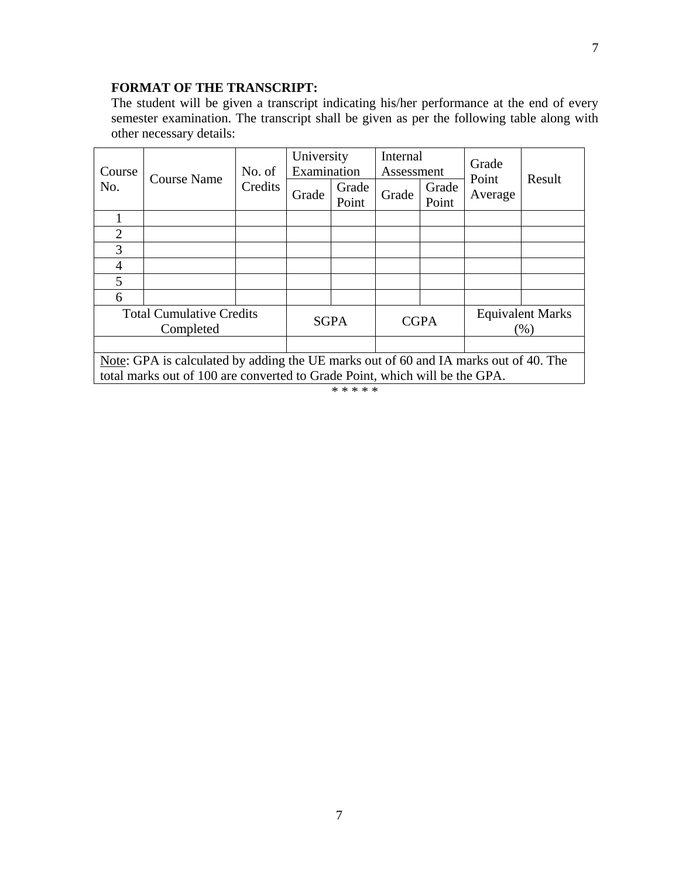**FORMAT OF THE TRANSCRIPT:**

The student will be given a transcript indicating his/her performance at the end of every semester examination. The transcript shall be given as per the following table along with other necessary details:

| Course No. | Course Name | No. of Credits | University Examination | | Internal Assessment | | Grade Point Average | Result |
|---|---|---|---|---|---|---|---|---|
| | | | Grade | Grade Point | Grade | Grade Point | | |
| 1 | | | | | | | | |
| 2 | | | | | | | | |
| 3 | | | | | | | | |
| 4 | | | | | | | | |
| 5 | | | | | | | | |
| 6 | | | | | | | | |
| Total Cumulative Credits Completed | | | SGPA | | CGPA | | Equivalent Marks (%) | |
| | | | | | | | | |
| Note: GPA is calculated by adding the UE marks out of 60 and IA marks out of 40. The total marks out of 100 are converted to Grade Point, which will be the GPA. | | | | | | | | |

\* \* \* \* \*